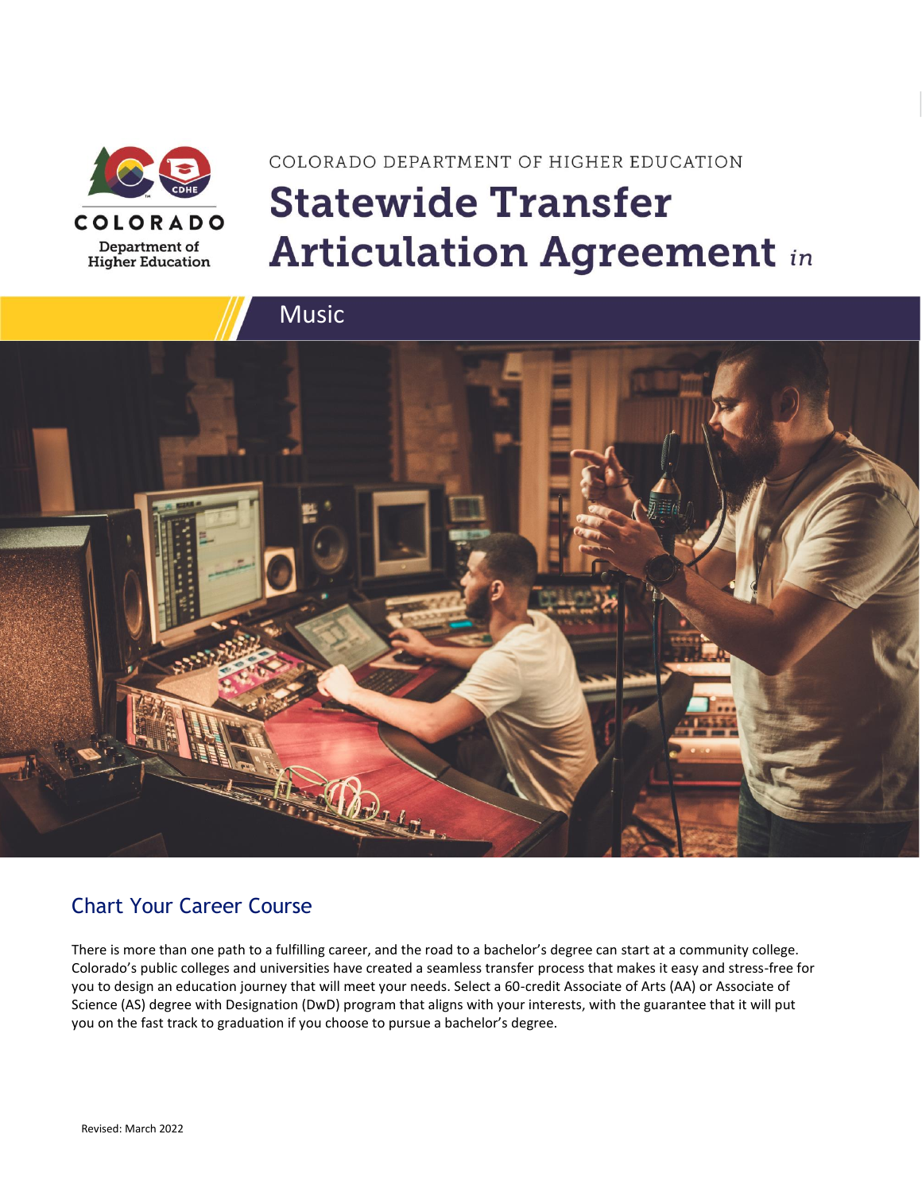COLORADO Department of Higher Education

COLORADO DEPARTMENT OF HIGHER EDUCATION

# Statewide Transfer Articulation Agreement *in*

## Music

## Chart Your Career Course

There is more than one path to a fulfilling career, and the road to a bachelor's degree can start at a community college. Colorado's public colleges and universities have created a seamless transfer process that makes it easy and stress-free for you to design an education journey that will meet your needs. Select a 60-credit Associate of Arts (AA) or Associate of Science (AS) degree with Designation (DwD) program that aligns with your interests, with the guarantee that it will put you on the fast track to graduation if you choose to pursue a bachelor's degree.

Revised: March 2022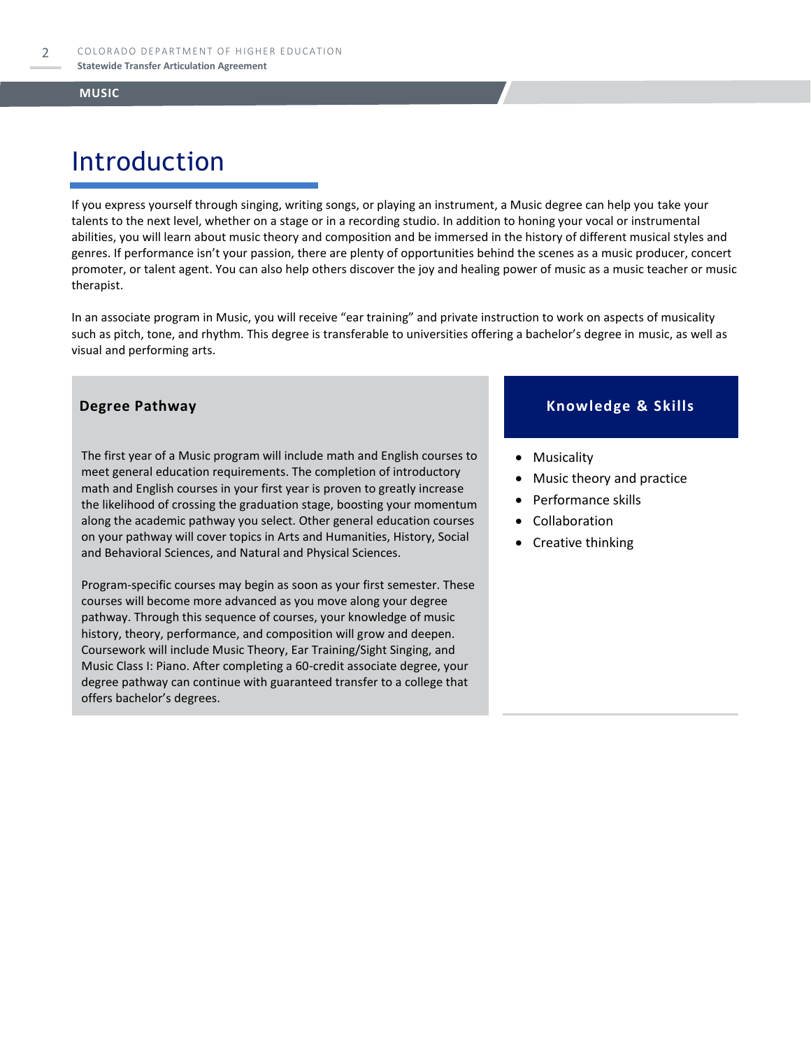# Introduction

If you express yourself through singing, writing songs, or playing an instrument, a Music degree can help you take your talents to the next level, whether on a stage or in a recording studio. In addition to honing your vocal or instrumental abilities, you will learn about music theory and composition and be immersed in the history of different musical styles and genres. If performance isn't your passion, there are plenty of opportunities behind the scenes as a music producer, concert promoter, or talent agent. You can also help others discover the joy and healing power of music as a music teacher or music therapist.

In an associate program in Music, you will receive "ear training" and private instruction to work on aspects of musicality such as pitch, tone, and rhythm. This degree is transferable to universities offering a bachelor's degree in music, as well as visual and performing arts.

## Degree Pathway

The first year of a Music program will include math and English courses to meet general education requirements. The completion of introductory math and English courses in your first year is proven to greatly increase the likelihood of crossing the graduation stage, boosting your momentum along the academic pathway you select. Other general education courses on your pathway will cover topics in Arts and Humanities, History, Social and Behavioral Sciences, and Natural and Physical Sciences.

Program-specific courses may begin as soon as your first semester. These courses will become more advanced as you move along your degree pathway. Through this sequence of courses, your knowledge of music history, theory, performance, and composition will grow and deepen. Coursework will include Music Theory, Ear Training/Sight Singing, and Music Class I: Piano. After completing a 60-credit associate degree, your degree pathway can continue with guaranteed transfer to a college that offers bachelor's degrees.

## Knowledge & Skills

- Musicality
- Music theory and practice
- Performance skills
- Collaboration
- Creative thinking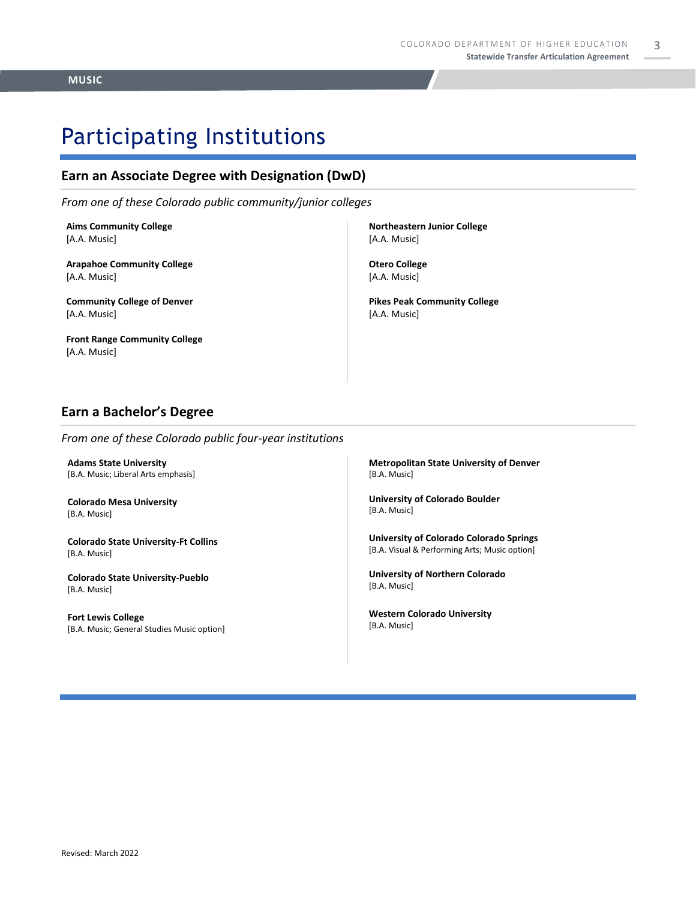MUSIC

# Participating Institutions

## Earn an Associate Degree with Designation (DwD)

*From one of these Colorado public community/junior colleges*

**Aims Community College**
[A.A. Music]

**Arapahoe Community College**
[A.A. Music]

**Community College of Denver**
[A.A. Music]

**Front Range Community College**
[A.A. Music]

**Northeastern Junior College**
[A.A. Music]

**Otero College**
[A.A. Music]

**Pikes Peak Community College**
[A.A. Music]

## Earn a Bachelor's Degree

*From one of these Colorado public four-year institutions*

**Adams State University**
[B.A. Music; Liberal Arts emphasis]

**Colorado Mesa University**
[B.A. Music]

**Colorado State University-Ft Collins**
[B.A. Music]

**Colorado State University-Pueblo**
[B.A. Music]

**Fort Lewis College**
[B.A. Music; General Studies Music option]

**Metropolitan State University of Denver**
[B.A. Music]

**University of Colorado Boulder**
[B.A. Music]

**University of Colorado Colorado Springs**
[B.A. Visual & Performing Arts; Music option]

**University of Northern Colorado**
[B.A. Music]

**Western Colorado University**
[B.A. Music]

Revised: March 2022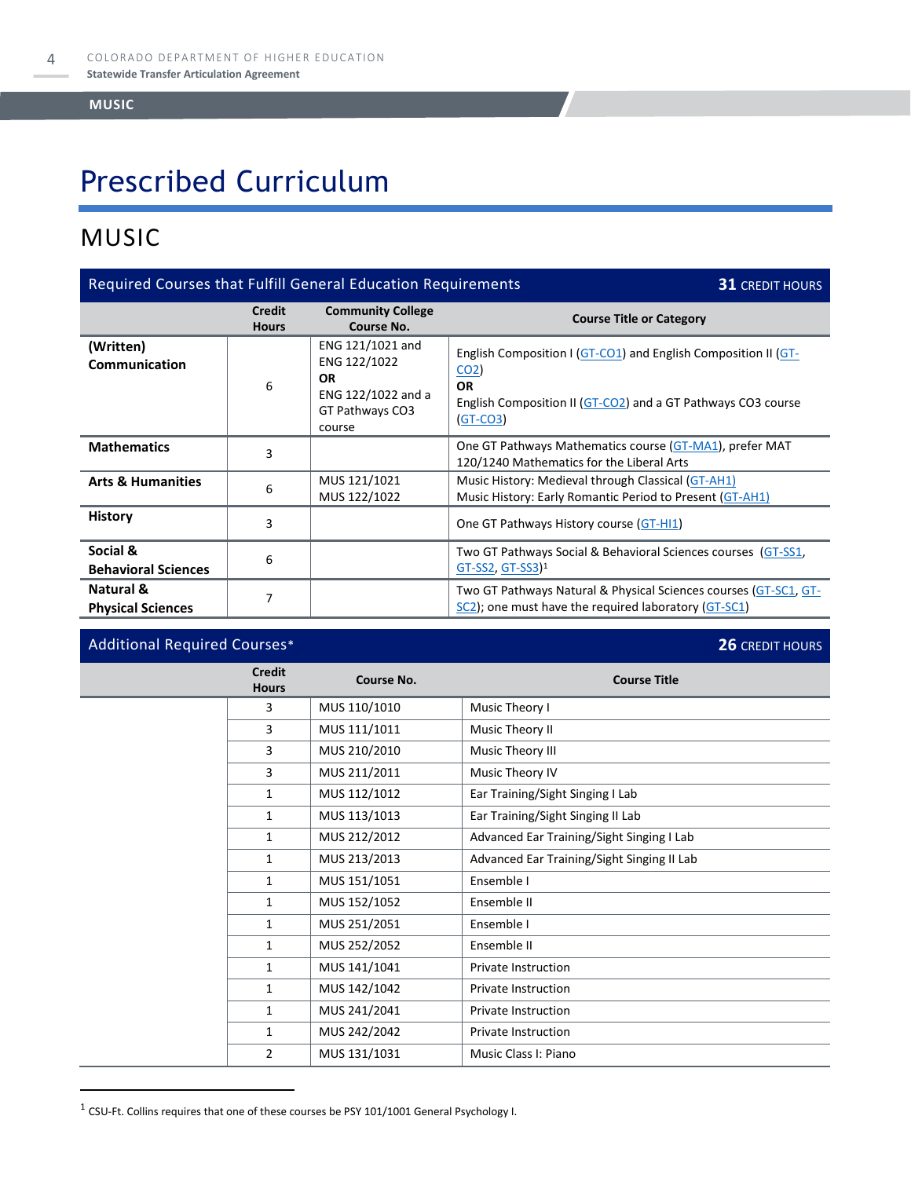# Prescribed Curriculum

## MUSIC

| Required Courses that Fulfill General Education Requirements | | | 31 CREDIT HOURS |
|---|---|---|---|
| | **Credit Hours** | **Community College Course No.** | **Course Title or Category** |
| **(Written) Communication** | 6 | ENG 121/1021 and ENG 122/1022 **OR** ENG 122/1022 and a GT Pathways CO3 course | English Composition I (GT-CO1) and English Composition II (GT-CO2) **OR** English Composition II (GT-CO2) and a GT Pathways CO3 course (GT-CO3) |
| **Mathematics** | 3 | | One GT Pathways Mathematics course (GT-MA1), prefer MAT 120/1240 Mathematics for the Liberal Arts |
| **Arts & Humanities** | 6 | MUS 121/1021<br>MUS 122/1022 | Music History: Medieval through Classical (GT-AH1)<br>Music History: Early Romantic Period to Present (GT-AH1) |
| **History** | 3 | | One GT Pathways History course (GT-HI1) |
| **Social & Behavioral Sciences** | 6 | | Two GT Pathways Social & Behavioral Sciences courses (GT-SS1, GT-SS2, GT-SS3)[1] |
| **Natural & Physical Sciences** | 7 | | Two GT Pathways Natural & Physical Sciences courses (GT-SC1, GT-SC2); one must have the required laboratory (GT-SC1) |

| Additional Required Courses* | | | 26 CREDIT HOURS |
|---|---|---|---|
| | **Credit Hours** | **Course No.** | **Course Title** |
| | 3 | MUS 110/1010 | Music Theory I |
| | 3 | MUS 111/1011 | Music Theory II |
| | 3 | MUS 210/2010 | Music Theory III |
| | 3 | MUS 211/2011 | Music Theory IV |
| | 1 | MUS 112/1012 | Ear Training/Sight Singing I Lab |
| | 1 | MUS 113/1013 | Ear Training/Sight Singing II Lab |
| | 1 | MUS 212/2012 | Advanced Ear Training/Sight Singing I Lab |
| | 1 | MUS 213/2013 | Advanced Ear Training/Sight Singing II Lab |
| | 1 | MUS 151/1051 | Ensemble I |
| | 1 | MUS 152/1052 | Ensemble II |
| | 1 | MUS 251/2051 | Ensemble I |
| | 1 | MUS 252/2052 | Ensemble II |
| | 1 | MUS 141/1041 | Private Instruction |
| | 1 | MUS 142/1042 | Private Instruction |
| | 1 | MUS 241/2041 | Private Instruction |
| | 1 | MUS 242/2042 | Private Instruction |
| | 2 | MUS 131/1031 | Music Class I: Piano |

[1] CSU-Ft. Collins requires that one of these courses be PSY 101/1001 General Psychology I.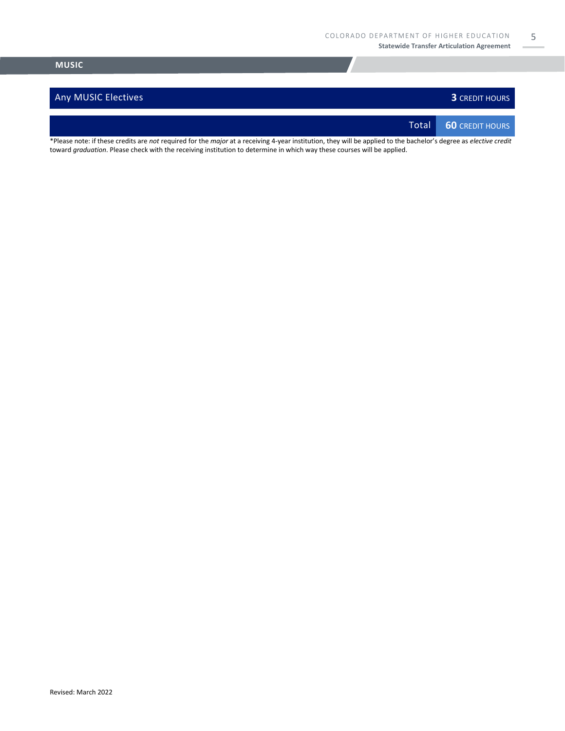## MUSIC

| Any MUSIC Electives | **3** CREDIT HOURS |
|---|---|
| Total | **60** CREDIT HOURS |

*Please note: if these credits are *not* required for the *major* at a receiving 4-year institution, they will be applied to the bachelor's degree as *elective credit* toward *graduation*. Please check with the receiving institution to determine in which way these courses will be applied.

Revised: March 2022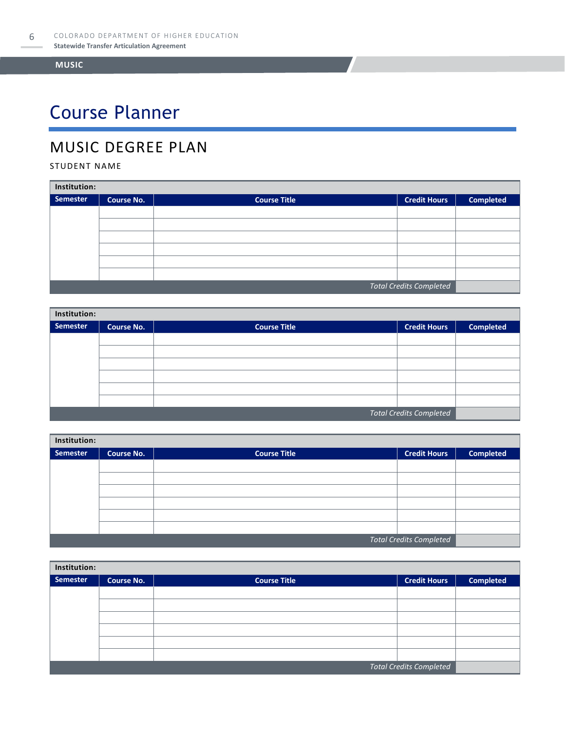# Course Planner

## MUSIC DEGREE PLAN

STUDENT NAME

| **Institution:** | | | | |
|---|---|---|---|---|
| **Semester** | **Course No.** | **Course Title** | **Credit Hours** | **Completed** |
| | | | | |
| | | | | |
| | | | | |
| | | | | |
| | | | | |
| | | | | |
| | | | *Total Credits Completed* | |

| **Institution:** | | | | |
|---|---|---|---|---|
| **Semester** | **Course No.** | **Course Title** | **Credit Hours** | **Completed** |
| | | | | |
| | | | | |
| | | | | |
| | | | | |
| | | | | |
| | | | | |
| | | | *Total Credits Completed* | |

| **Institution:** | | | | |
|---|---|---|---|---|
| **Semester** | **Course No.** | **Course Title** | **Credit Hours** | **Completed** |
| | | | | |
| | | | | |
| | | | | |
| | | | | |
| | | | | |
| | | | | |
| | | | *Total Credits Completed* | |

| **Institution:** | | | | |
|---|---|---|---|---|
| **Semester** | **Course No.** | **Course Title** | **Credit Hours** | **Completed** |
| | | | | |
| | | | | |
| | | | | |
| | | | | |
| | | | | |
| | | | | |
| | | | *Total Credits Completed* | |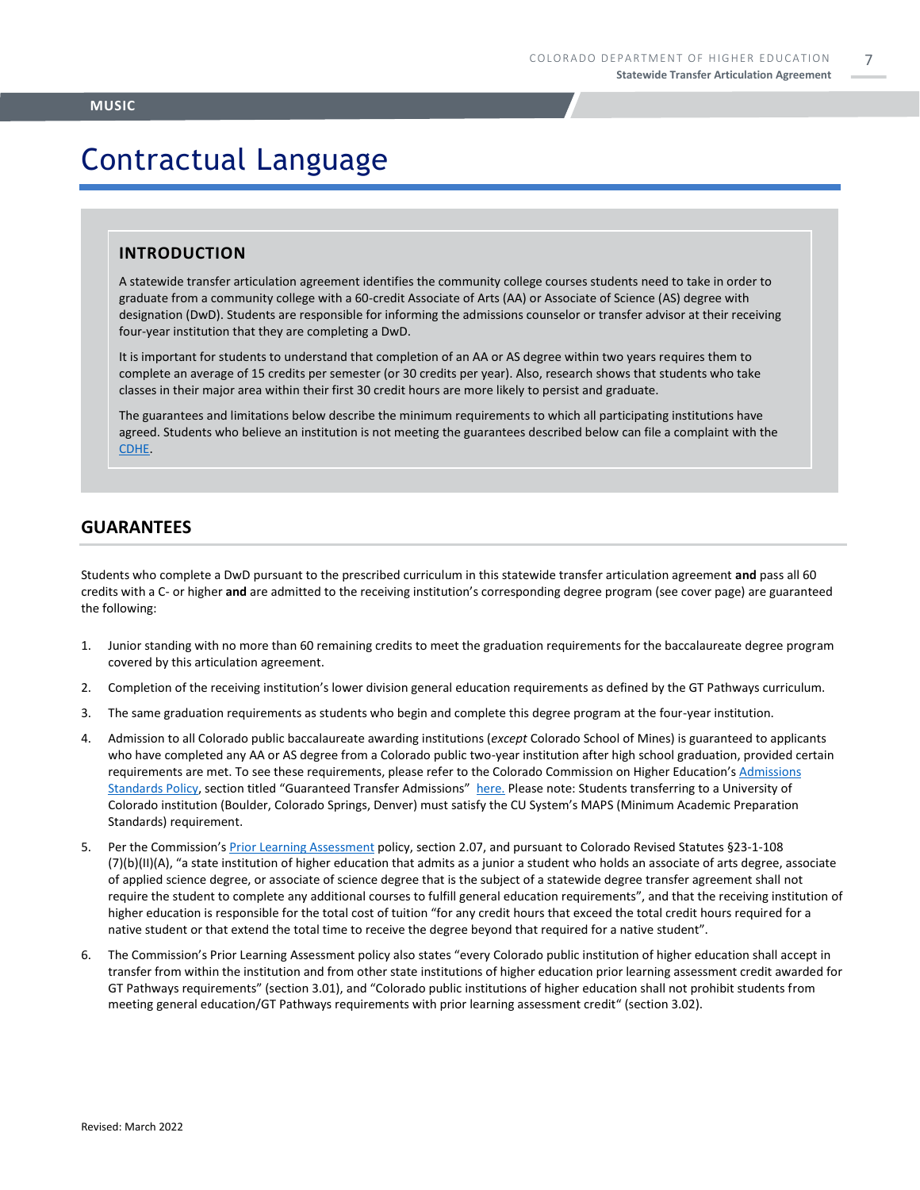# Contractual Language

## INTRODUCTION

A statewide transfer articulation agreement identifies the community college courses students need to take in order to graduate from a community college with a 60-credit Associate of Arts (AA) or Associate of Science (AS) degree with designation (DwD). Students are responsible for informing the admissions counselor or transfer advisor at their receiving four-year institution that they are completing a DwD.

It is important for students to understand that completion of an AA or AS degree within two years requires them to complete an average of 15 credits per semester (or 30 credits per year). Also, research shows that students who take classes in their major area within their first 30 credit hours are more likely to persist and graduate.

The guarantees and limitations below describe the minimum requirements to which all participating institutions have agreed. Students who believe an institution is not meeting the guarantees described below can file a complaint with the CDHE.

## GUARANTEES

Students who complete a DwD pursuant to the prescribed curriculum in this statewide transfer articulation agreement **and** pass all 60 credits with a C- or higher **and** are admitted to the receiving institution's corresponding degree program (see cover page) are guaranteed the following:

1. Junior standing with no more than 60 remaining credits to meet the graduation requirements for the baccalaureate degree program covered by this articulation agreement.
2. Completion of the receiving institution's lower division general education requirements as defined by the GT Pathways curriculum.
3. The same graduation requirements as students who begin and complete this degree program at the four-year institution.
4. Admission to all Colorado public baccalaureate awarding institutions (*except* Colorado School of Mines) is guaranteed to applicants who have completed any AA or AS degree from a Colorado public two-year institution after high school graduation, provided certain requirements are met. To see these requirements, please refer to the Colorado Commission on Higher Education's Admissions Standards Policy, section titled "Guaranteed Transfer Admissions" here. Please note: Students transferring to a University of Colorado institution (Boulder, Colorado Springs, Denver) must satisfy the CU System's MAPS (Minimum Academic Preparation Standards) requirement.
5. Per the Commission's Prior Learning Assessment policy, section 2.07, and pursuant to Colorado Revised Statutes §23-1-108 (7)(b)(II)(A), "a state institution of higher education that admits as a junior a student who holds an associate of arts degree, associate of applied science degree, or associate of science degree that is the subject of a statewide degree transfer agreement shall not require the student to complete any additional courses to fulfill general education requirements", and that the receiving institution of higher education is responsible for the total cost of tuition "for any credit hours that exceed the total credit hours required for a native student or that extend the total time to receive the degree beyond that required for a native student".
6. The Commission's Prior Learning Assessment policy also states "every Colorado public institution of higher education shall accept in transfer from within the institution and from other state institutions of higher education prior learning assessment credit awarded for GT Pathways requirements" (section 3.01), and "Colorado public institutions of higher education shall not prohibit students from meeting general education/GT Pathways requirements with prior learning assessment credit" (section 3.02).

Revised: March 2022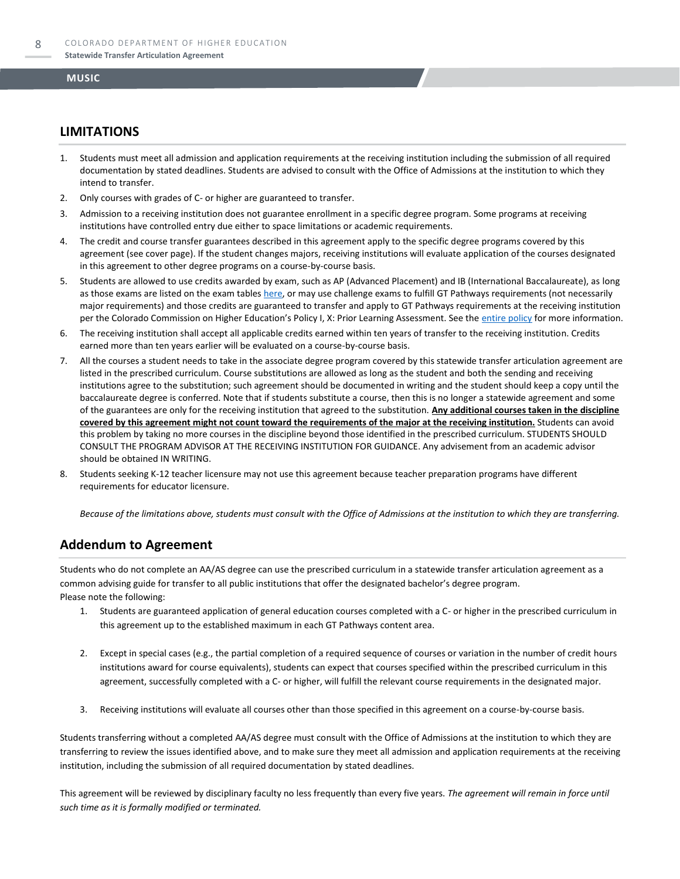## LIMITATIONS

1. Students must meet all admission and application requirements at the receiving institution including the submission of all required documentation by stated deadlines. Students are advised to consult with the Office of Admissions at the institution to which they intend to transfer.
2. Only courses with grades of C- or higher are guaranteed to transfer.
3. Admission to a receiving institution does not guarantee enrollment in a specific degree program. Some programs at receiving institutions have controlled entry due either to space limitations or academic requirements.
4. The credit and course transfer guarantees described in this agreement apply to the specific degree programs covered by this agreement (see cover page). If the student changes majors, receiving institutions will evaluate application of the courses designated in this agreement to other degree programs on a course-by-course basis.
5. Students are allowed to use credits awarded by exam, such as AP (Advanced Placement) and IB (International Baccalaureate), as long as those exams are listed on the exam tables here, or may use challenge exams to fulfill GT Pathways requirements (not necessarily major requirements) and those credits are guaranteed to transfer and apply to GT Pathways requirements at the receiving institution per the Colorado Commission on Higher Education's Policy I, X: Prior Learning Assessment. See the entire policy for more information.
6. The receiving institution shall accept all applicable credits earned within ten years of transfer to the receiving institution. Credits earned more than ten years earlier will be evaluated on a course-by-course basis.
7. All the courses a student needs to take in the associate degree program covered by this statewide transfer articulation agreement are listed in the prescribed curriculum. Course substitutions are allowed as long as the student and both the sending and receiving institutions agree to the substitution; such agreement should be documented in writing and the student should keep a copy until the baccalaureate degree is conferred. Note that if students substitute a course, then this is no longer a statewide agreement and some of the guarantees are only for the receiving institution that agreed to the substitution. **Any additional courses taken in the discipline covered by this agreement might not count toward the requirements of the major at the receiving institution.** Students can avoid this problem by taking no more courses in the discipline beyond those identified in the prescribed curriculum. STUDENTS SHOULD CONSULT THE PROGRAM ADVISOR AT THE RECEIVING INSTITUTION FOR GUIDANCE. Any advisement from an academic advisor should be obtained IN WRITING.
8. Students seeking K-12 teacher licensure may not use this agreement because teacher preparation programs have different requirements for educator licensure.

*Because of the limitations above, students must consult with the Office of Admissions at the institution to which they are transferring.*

## Addendum to Agreement

Students who do not complete an AA/AS degree can use the prescribed curriculum in a statewide transfer articulation agreement as a common advising guide for transfer to all public institutions that offer the designated bachelor's degree program.
Please note the following:

1. Students are guaranteed application of general education courses completed with a C- or higher in the prescribed curriculum in this agreement up to the established maximum in each GT Pathways content area.
2. Except in special cases (e.g., the partial completion of a required sequence of courses or variation in the number of credit hours institutions award for course equivalents), students can expect that courses specified within the prescribed curriculum in this agreement, successfully completed with a C- or higher, will fulfill the relevant course requirements in the designated major.
3. Receiving institutions will evaluate all courses other than those specified in this agreement on a course-by-course basis.

Students transferring without a completed AA/AS degree must consult with the Office of Admissions at the institution to which they are transferring to review the issues identified above, and to make sure they meet all admission and application requirements at the receiving institution, including the submission of all required documentation by stated deadlines.

This agreement will be reviewed by disciplinary faculty no less frequently than every five years. *The agreement will remain in force until such time as it is formally modified or terminated.*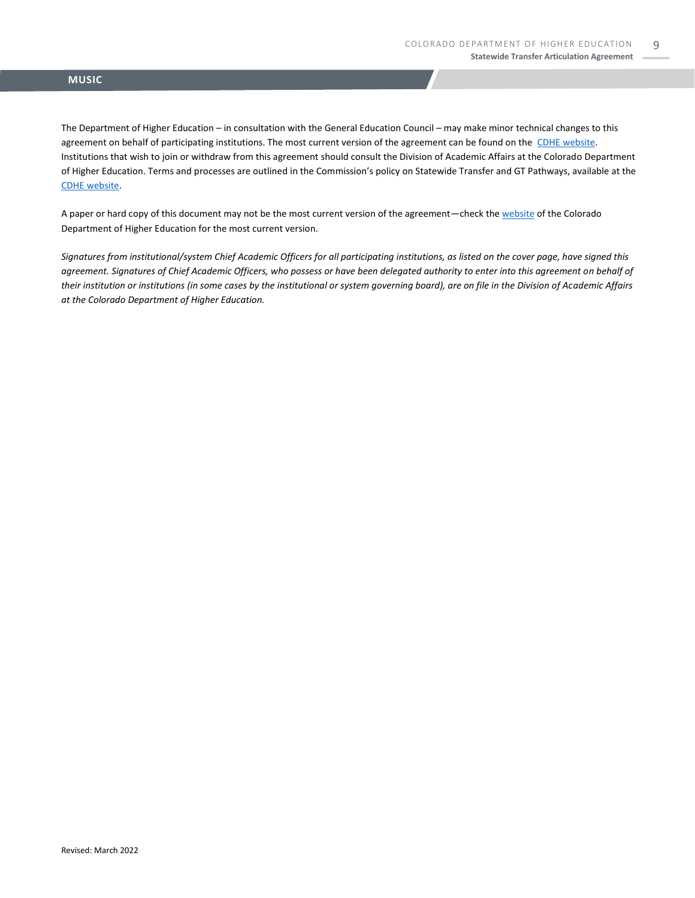## MUSIC

The Department of Higher Education – in consultation with the General Education Council – may make minor technical changes to this agreement on behalf of participating institutions. The most current version of the agreement can be found on the CDHE website. Institutions that wish to join or withdraw from this agreement should consult the Division of Academic Affairs at the Colorado Department of Higher Education. Terms and processes are outlined in the Commission's policy on Statewide Transfer and GT Pathways, available at the CDHE website.

A paper or hard copy of this document may not be the most current version of the agreement—check the website of the Colorado Department of Higher Education for the most current version.

*Signatures from institutional/system Chief Academic Officers for all participating institutions, as listed on the cover page, have signed this agreement. Signatures of Chief Academic Officers, who possess or have been delegated authority to enter into this agreement on behalf of their institution or institutions (in some cases by the institutional or system governing board), are on file in the Division of Academic Affairs at the Colorado Department of Higher Education.*

Revised: March 2022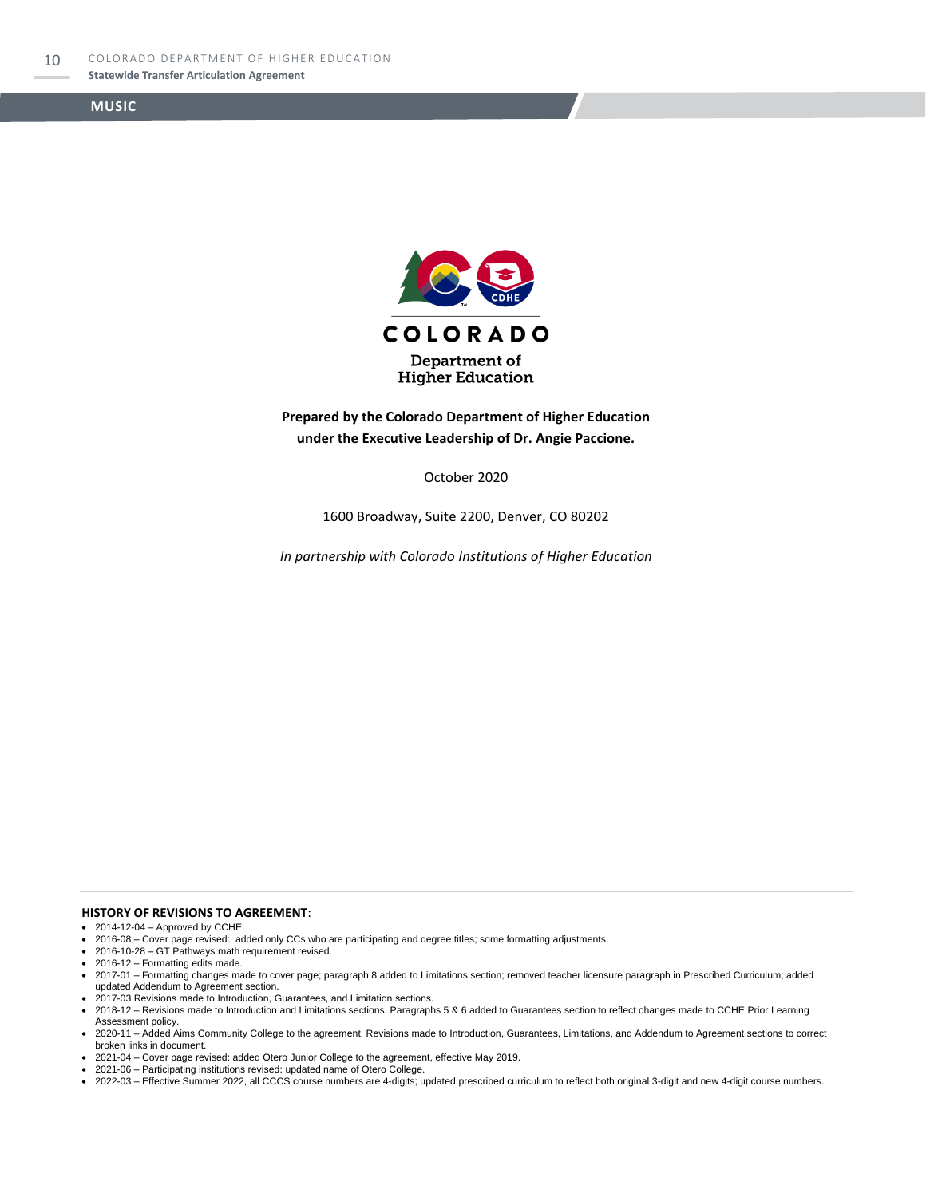COLORADO

Department of Higher Education

**Prepared by the Colorado Department of Higher Education under the Executive Leadership of Dr. Angie Paccione.**

October 2020

1600 Broadway, Suite 2200, Denver, CO 80202

*In partnership with Colorado Institutions of Higher Education*

**HISTORY OF REVISIONS TO AGREEMENT**:

- 2014-12-04 – Approved by CCHE.
- 2016-08 – Cover page revised: added only CCs who are participating and degree titles; some formatting adjustments.
- 2016-10-28 – GT Pathways math requirement revised.
- 2016-12 – Formatting edits made.
- 2017-01 – Formatting changes made to cover page; paragraph 8 added to Limitations section; removed teacher licensure paragraph in Prescribed Curriculum; added updated Addendum to Agreement section.
- 2017-03 Revisions made to Introduction, Guarantees, and Limitation sections.
- 2018-12 – Revisions made to Introduction and Limitations sections. Paragraphs 5 & 6 added to Guarantees section to reflect changes made to CCHE Prior Learning Assessment policy.
- 2020-11 – Added Aims Community College to the agreement. Revisions made to Introduction, Guarantees, Limitations, and Addendum to Agreement sections to correct broken links in document.
- 2021-04 – Cover page revised: added Otero Junior College to the agreement, effective May 2019.
- 2021-06 – Participating institutions revised: updated name of Otero College.
- 2022-03 – Effective Summer 2022, all CCCS course numbers are 4-digits; updated prescribed curriculum to reflect both original 3-digit and new 4-digit course numbers.